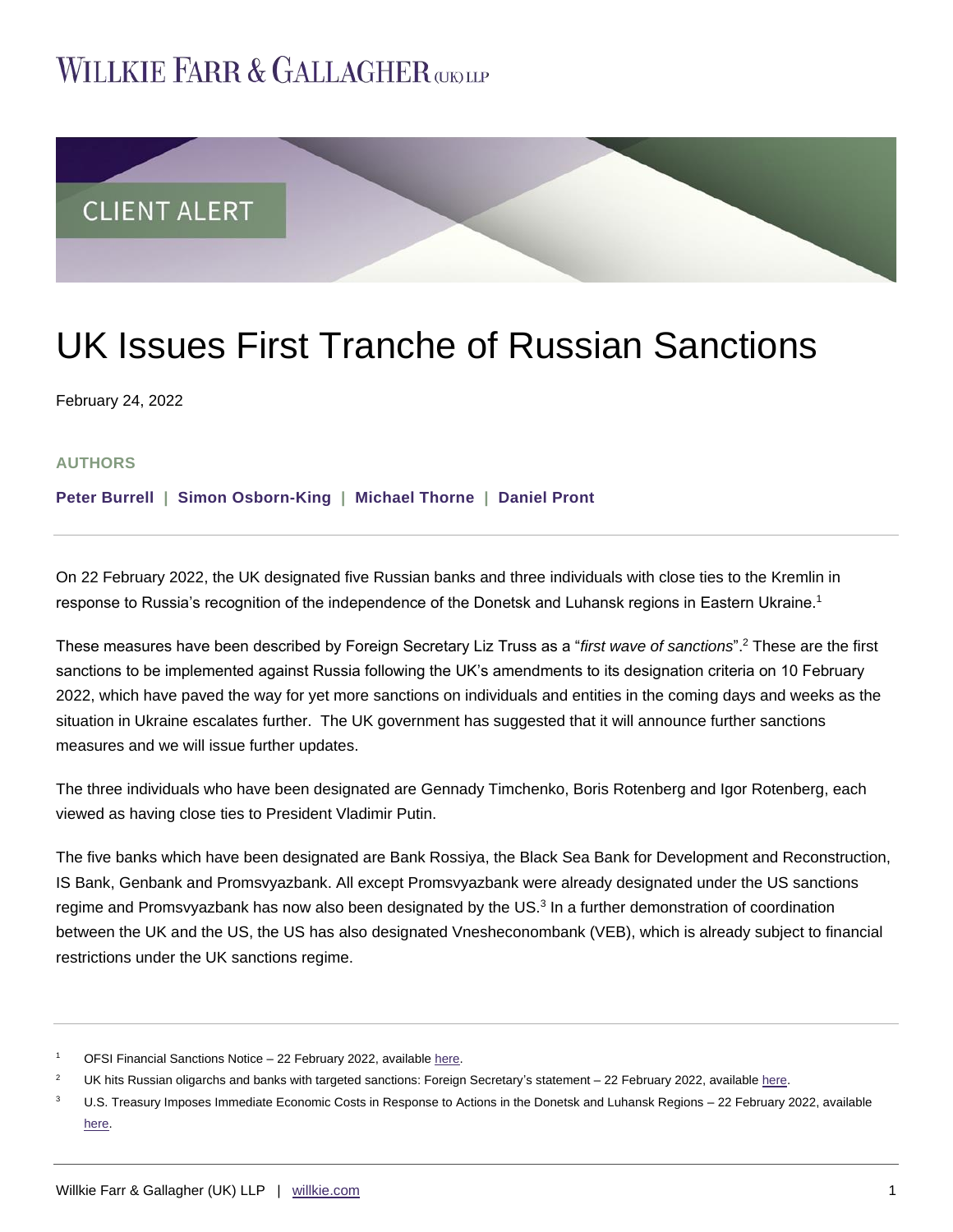WILLKIE FARR & GALLAGHER (UK) LLP

CLIENT ALERT

# UK Issues First Tranche of Russian Sanctions

February 24, 2022

**AUTHORS**

**Peter Burrell | Simon Osborn-King | Michael Thorne | Daniel Pront**

---

On 22 February 2022, the UK designated five Russian banks and three individuals with close ties to the Kremlin in response to Russia's recognition of the independence of the Donetsk and Luhansk regions in Eastern Ukraine.[1]

These measures have been described by Foreign Secretary Liz Truss as a "*first wave of sanctions*".[2] These are the first sanctions to be implemented against Russia following the UK's amendments to its designation criteria on 10 February 2022, which have paved the way for yet more sanctions on individuals and entities in the coming days and weeks as the situation in Ukraine escalates further. The UK government has suggested that it will announce further sanctions measures and we will issue further updates.

The three individuals who have been designated are Gennady Timchenko, Boris Rotenberg and Igor Rotenberg, each viewed as having close ties to President Vladimir Putin.

The five banks which have been designated are Bank Rossiya, the Black Sea Bank for Development and Reconstruction, IS Bank, Genbank and Promsvyazbank. All except Promsvyazbank were already designated under the US sanctions regime and Promsvyazbank has now also been designated by the US.[3] In a further demonstration of coordination between the UK and the US, the US has also designated Vnesheconombank (VEB), which is already subject to financial restrictions under the UK sanctions regime.

---

[1] OFSI Financial Sanctions Notice – 22 February 2022, available here.

[2] UK hits Russian oligarchs and banks with targeted sanctions: Foreign Secretary's statement – 22 February 2022, available here.

[3] U.S. Treasury Imposes Immediate Economic Costs in Response to Actions in the Donetsk and Luhansk Regions – 22 February 2022, available here.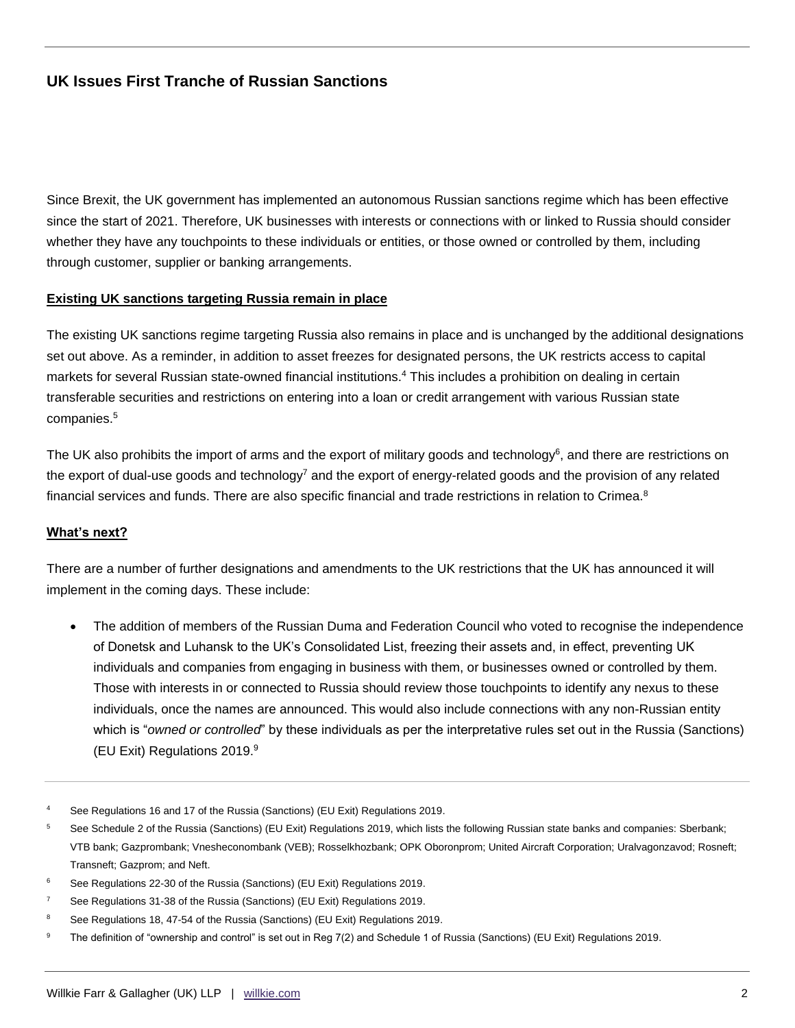Since Brexit, the UK government has implemented an autonomous Russian sanctions regime which has been effective since the start of 2021. Therefore, UK businesses with interests or connections with or linked to Russia should consider whether they have any touchpoints to these individuals or entities, or those owned or controlled by them, including through customer, supplier or banking arrangements.

**Existing UK sanctions targeting Russia remain in place**

The existing UK sanctions regime targeting Russia also remains in place and is unchanged by the additional designations set out above. As a reminder, in addition to asset freezes for designated persons, the UK restricts access to capital markets for several Russian state-owned financial institutions.[4] This includes a prohibition on dealing in certain transferable securities and restrictions on entering into a loan or credit arrangement with various Russian state companies.[5]

The UK also prohibits the import of arms and the export of military goods and technology[6], and there are restrictions on the export of dual-use goods and technology[7] and the export of energy-related goods and the provision of any related financial services and funds. There are also specific financial and trade restrictions in relation to Crimea.[8]

**What's next?**

There are a number of further designations and amendments to the UK restrictions that the UK has announced it will implement in the coming days. These include:

- The addition of members of the Russian Duma and Federation Council who voted to recognise the independence of Donetsk and Luhansk to the UK's Consolidated List, freezing their assets and, in effect, preventing UK individuals and companies from engaging in business with them, or businesses owned or controlled by them. Those with interests in or connected to Russia should review those touchpoints to identify any nexus to these individuals, once the names are announced. This would also include connections with any non-Russian entity which is "*owned or controlled*" by these individuals as per the interpretative rules set out in the Russia (Sanctions) (EU Exit) Regulations 2019.[9]

---

[4] See Regulations 16 and 17 of the Russia (Sanctions) (EU Exit) Regulations 2019.

[5] See Schedule 2 of the Russia (Sanctions) (EU Exit) Regulations 2019, which lists the following Russian state banks and companies: Sberbank; VTB bank; Gazprombank; Vnesheconombank (VEB); Rosselkhozbank; OPK Oboronprom; United Aircraft Corporation; Uralvagonzavod; Rosneft; Transneft; Gazprom; and Neft.

[6] See Regulations 22-30 of the Russia (Sanctions) (EU Exit) Regulations 2019.

[7] See Regulations 31-38 of the Russia (Sanctions) (EU Exit) Regulations 2019.

[8] See Regulations 18, 47-54 of the Russia (Sanctions) (EU Exit) Regulations 2019.

[9] The definition of "ownership and control" is set out in Reg 7(2) and Schedule 1 of Russia (Sanctions) (EU Exit) Regulations 2019.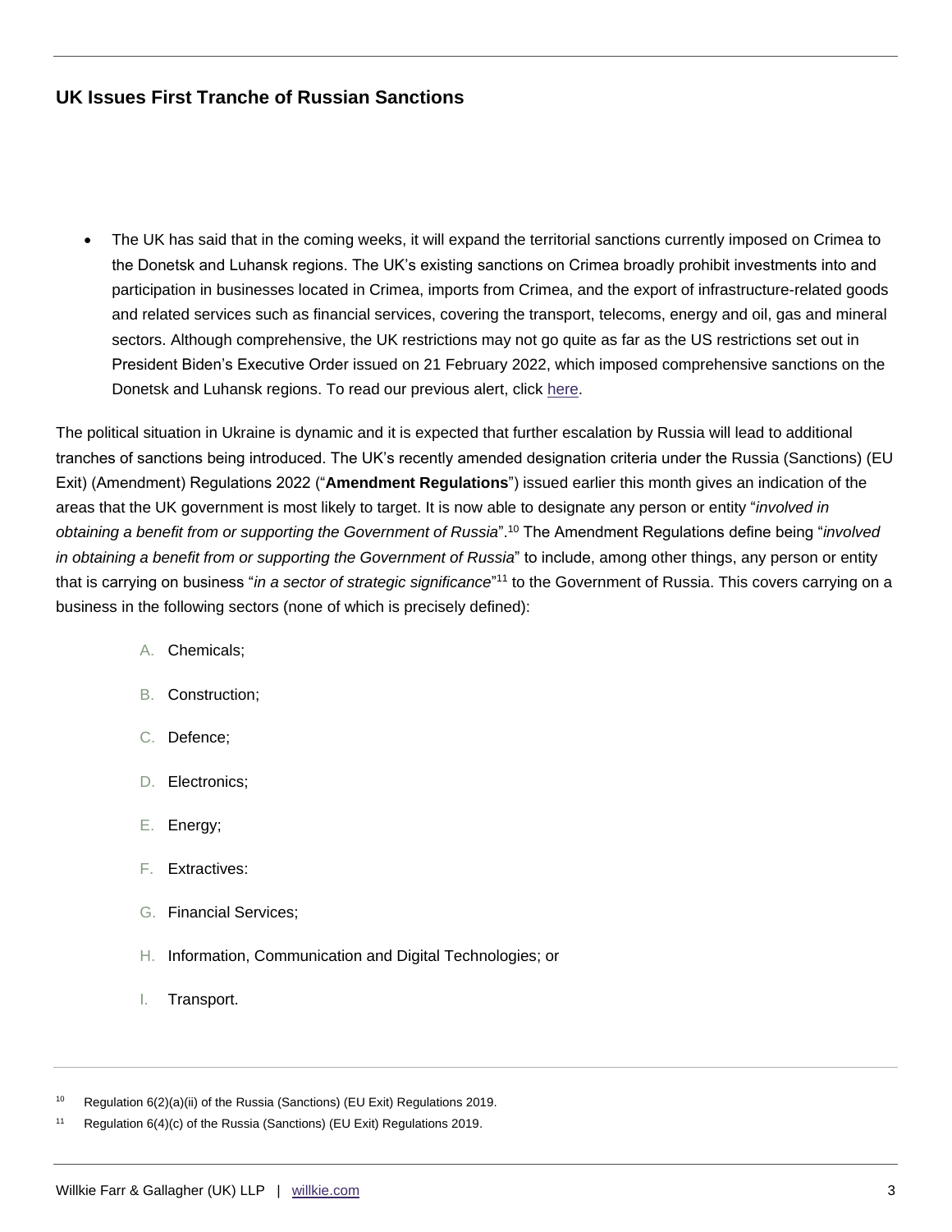- The UK has said that in the coming weeks, it will expand the territorial sanctions currently imposed on Crimea to the Donetsk and Luhansk regions. The UK's existing sanctions on Crimea broadly prohibit investments into and participation in businesses located in Crimea, imports from Crimea, and the export of infrastructure-related goods and related services such as financial services, covering the transport, telecoms, energy and oil, gas and mineral sectors. Although comprehensive, the UK restrictions may not go quite as far as the US restrictions set out in President Biden's Executive Order issued on 21 February 2022, which imposed comprehensive sanctions on the Donetsk and Luhansk regions. To read our previous alert, click here.

The political situation in Ukraine is dynamic and it is expected that further escalation by Russia will lead to additional tranches of sanctions being introduced. The UK's recently amended designation criteria under the Russia (Sanctions) (EU Exit) (Amendment) Regulations 2022 ("**Amendment Regulations**") issued earlier this month gives an indication of the areas that the UK government is most likely to target. It is now able to designate any person or entity "*involved in obtaining a benefit from or supporting the Government of Russia*".[10] The Amendment Regulations define being "*involved in obtaining a benefit from or supporting the Government of Russia*" to include, among other things, any person or entity that is carrying on business "*in a sector of strategic significance*"[11] to the Government of Russia. This covers carrying on a business in the following sectors (none of which is precisely defined):

A. Chemicals;

B. Construction;

C. Defence;

D. Electronics;

E. Energy;

F. Extractives:

G. Financial Services;

H. Information, Communication and Digital Technologies; or

I. Transport.

---

[10] Regulation 6(2)(a)(ii) of the Russia (Sanctions) (EU Exit) Regulations 2019.

[11] Regulation 6(4)(c) of the Russia (Sanctions) (EU Exit) Regulations 2019.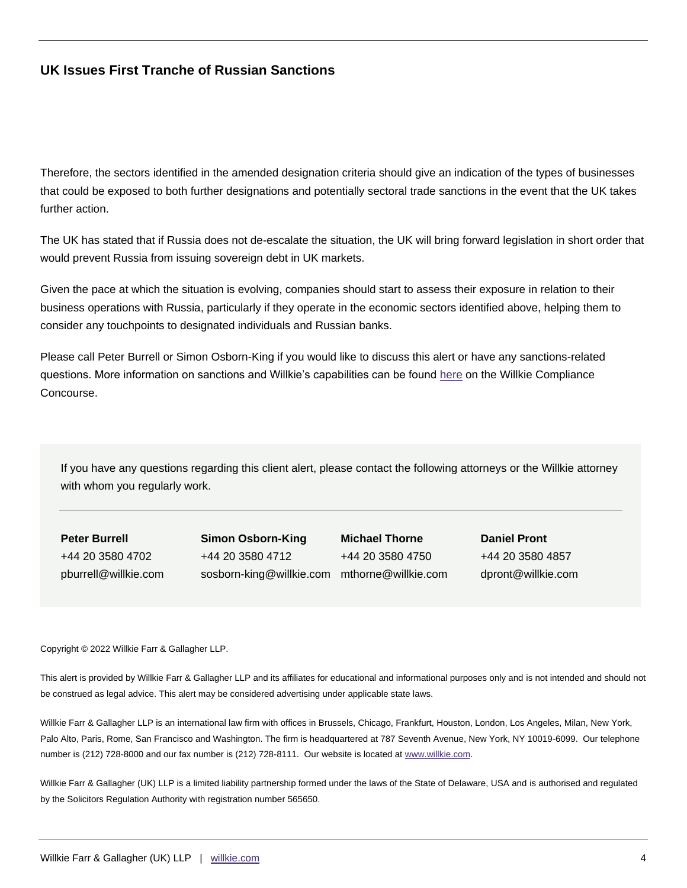Therefore, the sectors identified in the amended designation criteria should give an indication of the types of businesses that could be exposed to both further designations and potentially sectoral trade sanctions in the event that the UK takes further action.

The UK has stated that if Russia does not de-escalate the situation, the UK will bring forward legislation in short order that would prevent Russia from issuing sovereign debt in UK markets.

Given the pace at which the situation is evolving, companies should start to assess their exposure in relation to their business operations with Russia, particularly if they operate in the economic sectors identified above, helping them to consider any touchpoints to designated individuals and Russian banks.

Please call Peter Burrell or Simon Osborn-King if you would like to discuss this alert or have any sanctions-related questions. More information on sanctions and Willkie's capabilities can be found here on the Willkie Compliance Concourse.

If you have any questions regarding this client alert, please contact the following attorneys or the Willkie attorney with whom you regularly work.

| | | | |
|---|---|---|---|
| **Peter Burrell** | **Simon Osborn-King** | **Michael Thorne** | **Daniel Pront** |
| +44 20 3580 4702 | +44 20 3580 4712 | +44 20 3580 4750 | +44 20 3580 4857 |
| pburrell@willkie.com | sosborn-king@willkie.com | mthorne@willkie.com | dpront@willkie.com |

Copyright © 2022 Willkie Farr & Gallagher LLP.

This alert is provided by Willkie Farr & Gallagher LLP and its affiliates for educational and informational purposes only and is not intended and should not be construed as legal advice. This alert may be considered advertising under applicable state laws.

Willkie Farr & Gallagher LLP is an international law firm with offices in Brussels, Chicago, Frankfurt, Houston, London, Los Angeles, Milan, New York, Palo Alto, Paris, Rome, San Francisco and Washington. The firm is headquartered at 787 Seventh Avenue, New York, NY 10019-6099. Our telephone number is (212) 728-8000 and our fax number is (212) 728-8111. Our website is located at www.willkie.com.

Willkie Farr & Gallagher (UK) LLP is a limited liability partnership formed under the laws of the State of Delaware, USA and is authorised and regulated by the Solicitors Regulation Authority with registration number 565650.